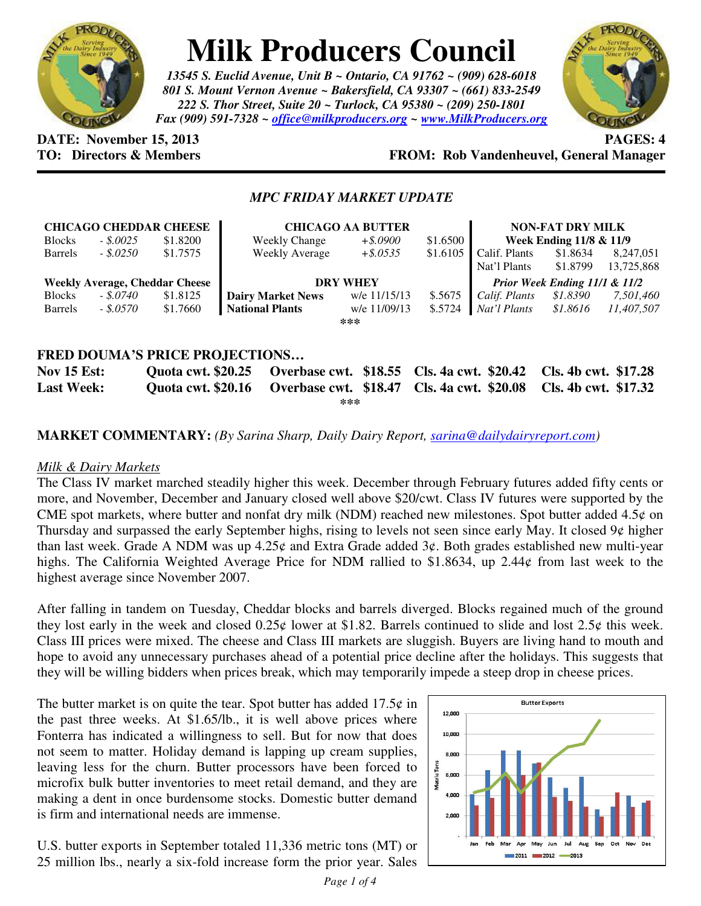# Milk Producers Council

*13545 S. Euclid Avenue, Unit B ~ Ontario, CA 91762 ~ (909) 628-6018*
*801 S. Mount Vernon Avenue ~ Bakersfield, CA 93307 ~ (661) 833-2549*
*222 S. Thor Street, Suite 20 ~ Turlock, CA 95380 ~ (209) 250-1801*
*Fax (909) 591-7328 ~ office@milkproducers.org ~ www.MilkProducers.org*

**DATE: November 15, 2013** **PAGES: 4**
**TO: Directors & Members** **FROM: Rob Vandenheuvel, General Manager**

## *MPC FRIDAY MARKET UPDATE*

| **CHICAGO CHEDDAR CHEESE** | | |
|---|---|---|
| Blocks | *- $.0025* | $1.8200 |
| Barrels | *- $.0250* | $1.7575 |
| **Weekly Average, Cheddar Cheese** | | |
| Blocks | *- $.0740* | $1.8125 |
| Barrels | *- $.0570* | $1.7660 |

| **CHICAGO AA BUTTER** | | |
|---|---|---|
| Weekly Change | *+$.0900* | $1.6500 |
| Weekly Average | *+$.0535* | $1.6105 |
| **DRY WHEY** | | |
| **Dairy Market News** | w/e 11/15/13 | $.5675 |
| **National Plants** | w/e 11/09/13 | $.5724 |

| **NON-FAT DRY MILK** | | |
|---|---|---|
| **Week Ending 11/8 & 11/9** | | |
| Calif. Plants | $1.8634 | 8,247,051 |
| Nat'l Plants | $1.8799 | 13,725,868 |
| ***Prior Week Ending 11/1 & 11/2*** | | |
| *Calif. Plants* | *$1.8390* | *7,501,460* |
| *Nat'l Plants* | *$1.8616* | *11,407,507* |

\*\*\*

**FRED DOUMA'S PRICE PROJECTIONS…**

| | | | | |
|---|---|---|---|---|
| **Nov 15 Est:** | **Quota cwt. $20.25** | **Overbase cwt. $18.55** | **Cls. 4a cwt. $20.42** | **Cls. 4b cwt. $17.28** |
| **Last Week:** | **Quota cwt. $20.16** | **Overbase cwt. $18.47** | **Cls. 4a cwt. $20.08** | **Cls. 4b cwt. $17.32** |

\*\*\*

**MARKET COMMENTARY:** *(By Sarina Sharp, Daily Dairy Report, sarina@dailydairyreport.com)*

*Milk & Dairy Markets*

The Class IV market marched steadily higher this week. December through February futures added fifty cents or more, and November, December and January closed well above $20/cwt. Class IV futures were supported by the CME spot markets, where butter and nonfat dry milk (NDM) reached new milestones. Spot butter added 4.5¢ on Thursday and surpassed the early September highs, rising to levels not seen since early May. It closed 9¢ higher than last week. Grade A NDM was up 4.25¢ and Extra Grade added 3¢. Both grades established new multi-year highs. The California Weighted Average Price for NDM rallied to $1.8634, up 2.44¢ from last week to the highest average since November 2007.

After falling in tandem on Tuesday, Cheddar blocks and barrels diverged. Blocks regained much of the ground they lost early in the week and closed 0.25¢ lower at $1.82. Barrels continued to slide and lost 2.5¢ this week. Class III prices were mixed. The cheese and Class III markets are sluggish. Buyers are living hand to mouth and hope to avoid any unnecessary purchases ahead of a potential price decline after the holidays. This suggests that they will be willing bidders when prices break, which may temporarily impede a steep drop in cheese prices.

The butter market is on quite the tear. Spot butter has added 17.5¢ in the past three weeks. At $1.65/lb., it is well above prices where Fonterra has indicated a willingness to sell. But for now that does not seem to matter. Holiday demand is lapping up cream supplies, leaving less for the churn. Butter processors have been forced to microfix bulk butter inventories to meet retail demand, and they are making a dent in once burdensome stocks. Domestic butter demand is firm and international needs are immense.

U.S. butter exports in September totaled 11,336 metric tons (MT) or 25 million lbs., nearly a six-fold increase form the prior year. Sales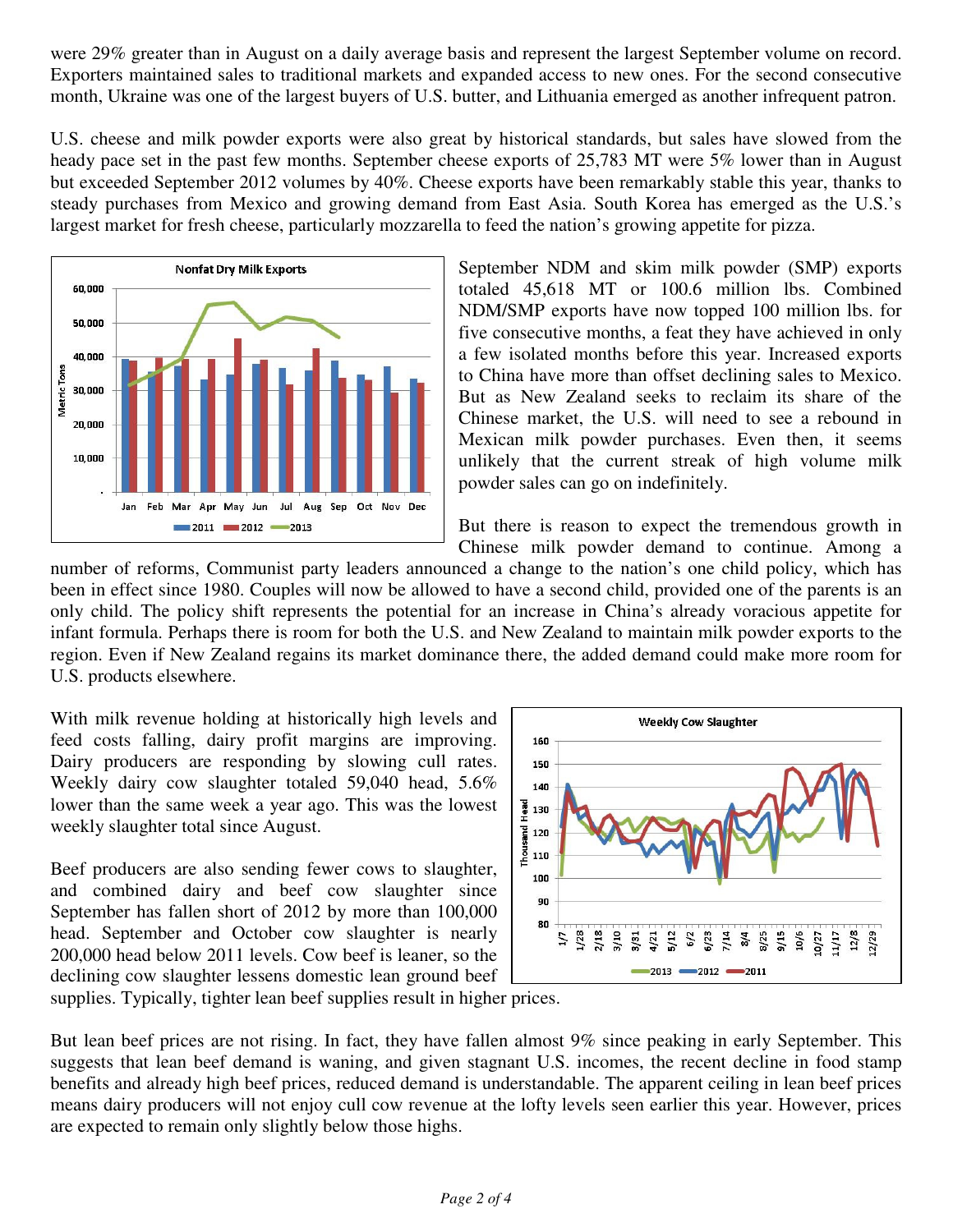were 29% greater than in August on a daily average basis and represent the largest September volume on record. Exporters maintained sales to traditional markets and expanded access to new ones. For the second consecutive month, Ukraine was one of the largest buyers of U.S. butter, and Lithuania emerged as another infrequent patron.

U.S. cheese and milk powder exports were also great by historical standards, but sales have slowed from the heady pace set in the past few months. September cheese exports of 25,783 MT were 5% lower than in August but exceeded September 2012 volumes by 40%. Cheese exports have been remarkably stable this year, thanks to steady purchases from Mexico and growing demand from East Asia. South Korea has emerged as the U.S.'s largest market for fresh cheese, particularly mozzarella to feed the nation's growing appetite for pizza.

September NDM and skim milk powder (SMP) exports totaled 45,618 MT or 100.6 million lbs. Combined NDM/SMP exports have now topped 100 million lbs. for five consecutive months, a feat they have achieved in only a few isolated months before this year. Increased exports to China have more than offset declining sales to Mexico. But as New Zealand seeks to reclaim its share of the Chinese market, the U.S. will need to see a rebound in Mexican milk powder purchases. Even then, it seems unlikely that the current streak of high volume milk powder sales can go on indefinitely.

But there is reason to expect the tremendous growth in Chinese milk powder demand to continue. Among a number of reforms, Communist party leaders announced a change to the nation's one child policy, which has been in effect since 1980. Couples will now be allowed to have a second child, provided one of the parents is an only child. The policy shift represents the potential for an increase in China's already voracious appetite for infant formula. Perhaps there is room for both the U.S. and New Zealand to maintain milk powder exports to the region. Even if New Zealand regains its market dominance there, the added demand could make more room for U.S. products elsewhere.

With milk revenue holding at historically high levels and feed costs falling, dairy profit margins are improving. Dairy producers are responding by slowing cull rates. Weekly dairy cow slaughter totaled 59,040 head, 5.6% lower than the same week a year ago. This was the lowest weekly slaughter total since August.

Beef producers are also sending fewer cows to slaughter, and combined dairy and beef cow slaughter since September has fallen short of 2012 by more than 100,000 head. September and October cow slaughter is nearly 200,000 head below 2011 levels. Cow beef is leaner, so the declining cow slaughter lessens domestic lean ground beef supplies. Typically, tighter lean beef supplies result in higher prices.

But lean beef prices are not rising. In fact, they have fallen almost 9% since peaking in early September. This suggests that lean beef demand is waning, and given stagnant U.S. incomes, the recent decline in food stamp benefits and already high beef prices, reduced demand is understandable. The apparent ceiling in lean beef prices means dairy producers will not enjoy cull cow revenue at the lofty levels seen earlier this year. However, prices are expected to remain only slightly below those highs.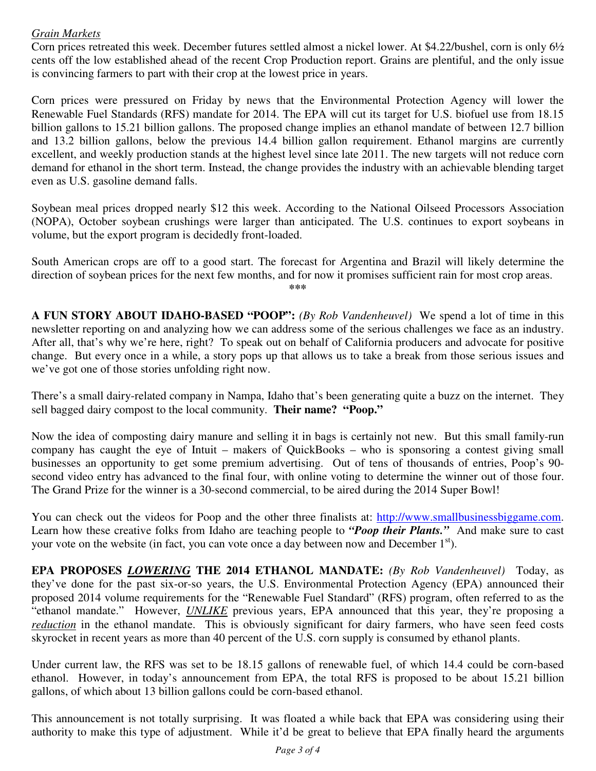*Grain Markets*

Corn prices retreated this week. December futures settled almost a nickel lower. At $4.22/bushel, corn is only 6½ cents off the low established ahead of the recent Crop Production report. Grains are plentiful, and the only issue is convincing farmers to part with their crop at the lowest price in years.

Corn prices were pressured on Friday by news that the Environmental Protection Agency will lower the Renewable Fuel Standards (RFS) mandate for 2014. The EPA will cut its target for U.S. biofuel use from 18.15 billion gallons to 15.21 billion gallons. The proposed change implies an ethanol mandate of between 12.7 billion and 13.2 billion gallons, below the previous 14.4 billion gallon requirement. Ethanol margins are currently excellent, and weekly production stands at the highest level since late 2011. The new targets will not reduce corn demand for ethanol in the short term. Instead, the change provides the industry with an achievable blending target even as U.S. gasoline demand falls.

Soybean meal prices dropped nearly $12 this week. According to the National Oilseed Processors Association (NOPA), October soybean crushings were larger than anticipated. The U.S. continues to export soybeans in volume, but the export program is decidedly front-loaded.

South American crops are off to a good start. The forecast for Argentina and Brazil will likely determine the direction of soybean prices for the next few months, and for now it promises sufficient rain for most crop areas.

***

**A FUN STORY ABOUT IDAHO-BASED "POOP":** *(By Rob Vandenheuvel)* We spend a lot of time in this newsletter reporting on and analyzing how we can address some of the serious challenges we face as an industry. After all, that's why we're here, right? To speak out on behalf of California producers and advocate for positive change. But every once in a while, a story pops up that allows us to take a break from those serious issues and we've got one of those stories unfolding right now.

There's a small dairy-related company in Nampa, Idaho that's been generating quite a buzz on the internet. They sell bagged dairy compost to the local community. **Their name? "Poop."**

Now the idea of composting dairy manure and selling it in bags is certainly not new. But this small family-run company has caught the eye of Intuit – makers of QuickBooks – who is sponsoring a contest giving small businesses an opportunity to get some premium advertising. Out of tens of thousands of entries, Poop's 90-second video entry has advanced to the final four, with online voting to determine the winner out of those four. The Grand Prize for the winner is a 30-second commercial, to be aired during the 2014 Super Bowl!

You can check out the videos for Poop and the other three finalists at: http://www.smallbusinessbiggame.com. Learn how these creative folks from Idaho are teaching people to ***"Poop their Plants."*** And make sure to cast your vote on the website (in fact, you can vote once a day between now and December 1st).

**EPA PROPOSES *LOWERING* THE 2014 ETHANOL MANDATE:** *(By Rob Vandenheuvel)* Today, as they've done for the past six-or-so years, the U.S. Environmental Protection Agency (EPA) announced their proposed 2014 volume requirements for the "Renewable Fuel Standard" (RFS) program, often referred to as the "ethanol mandate." However, ***UNLIKE*** previous years, EPA announced that this year, they're proposing a ***reduction*** in the ethanol mandate. This is obviously significant for dairy farmers, who have seen feed costs skyrocket in recent years as more than 40 percent of the U.S. corn supply is consumed by ethanol plants.

Under current law, the RFS was set to be 18.15 gallons of renewable fuel, of which 14.4 could be corn-based ethanol. However, in today's announcement from EPA, the total RFS is proposed to be about 15.21 billion gallons, of which about 13 billion gallons could be corn-based ethanol.

This announcement is not totally surprising. It was floated a while back that EPA was considering using their authority to make this type of adjustment. While it'd be great to believe that EPA finally heard the arguments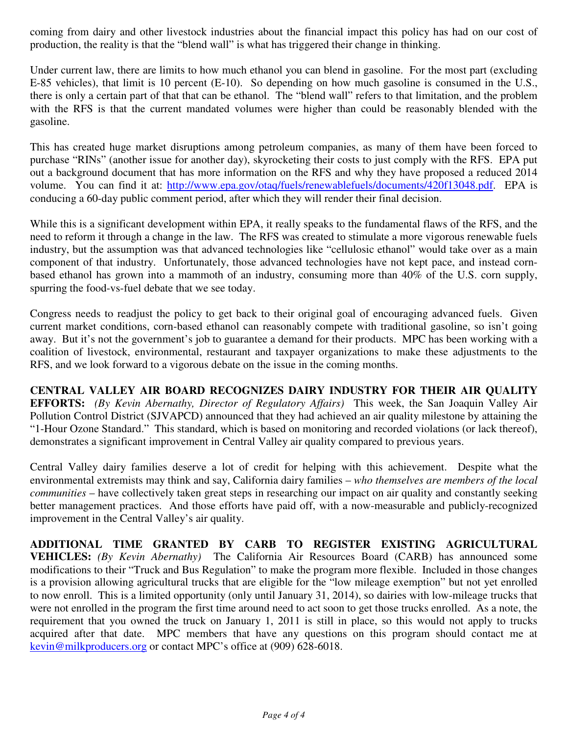coming from dairy and other livestock industries about the financial impact this policy has had on our cost of production, the reality is that the "blend wall" is what has triggered their change in thinking.

Under current law, there are limits to how much ethanol you can blend in gasoline. For the most part (excluding E-85 vehicles), that limit is 10 percent (E-10). So depending on how much gasoline is consumed in the U.S., there is only a certain part of that that can be ethanol. The "blend wall" refers to that limitation, and the problem with the RFS is that the current mandated volumes were higher than could be reasonably blended with the gasoline.

This has created huge market disruptions among petroleum companies, as many of them have been forced to purchase "RINs" (another issue for another day), skyrocketing their costs to just comply with the RFS. EPA put out a background document that has more information on the RFS and why they have proposed a reduced 2014 volume. You can find it at: [http://www.epa.gov/otaq/fuels/renewablefuels/documents/420f13048.pdf](http://www.epa.gov/otaq/fuels/renewablefuels/documents/420f13048.pdf). EPA is conducing a 60-day public comment period, after which they will render their final decision.

While this is a significant development within EPA, it really speaks to the fundamental flaws of the RFS, and the need to reform it through a change in the law. The RFS was created to stimulate a more vigorous renewable fuels industry, but the assumption was that advanced technologies like "cellulosic ethanol" would take over as a main component of that industry. Unfortunately, those advanced technologies have not kept pace, and instead corn-based ethanol has grown into a mammoth of an industry, consuming more than 40% of the U.S. corn supply, spurring the food-vs-fuel debate that we see today.

Congress needs to readjust the policy to get back to their original goal of encouraging advanced fuels. Given current market conditions, corn-based ethanol can reasonably compete with traditional gasoline, so isn't going away. But it's not the government's job to guarantee a demand for their products. MPC has been working with a coalition of livestock, environmental, restaurant and taxpayer organizations to make these adjustments to the RFS, and we look forward to a vigorous debate on the issue in the coming months.

**CENTRAL VALLEY AIR BOARD RECOGNIZES DAIRY INDUSTRY FOR THEIR AIR QUALITY EFFORTS:** *(By Kevin Abernathy, Director of Regulatory Affairs)* This week, the San Joaquin Valley Air Pollution Control District (SJVAPCD) announced that they had achieved an air quality milestone by attaining the "1-Hour Ozone Standard." This standard, which is based on monitoring and recorded violations (or lack thereof), demonstrates a significant improvement in Central Valley air quality compared to previous years.

Central Valley dairy families deserve a lot of credit for helping with this achievement. Despite what the environmental extremists may think and say, California dairy families – *who themselves are members of the local communities* – have collectively taken great steps in researching our impact on air quality and constantly seeking better management practices. And those efforts have paid off, with a now-measurable and publicly-recognized improvement in the Central Valley's air quality.

**ADDITIONAL TIME GRANTED BY CARB TO REGISTER EXISTING AGRICULTURAL VEHICLES:** *(By Kevin Abernathy)* The California Air Resources Board (CARB) has announced some modifications to their "Truck and Bus Regulation" to make the program more flexible. Included in those changes is a provision allowing agricultural trucks that are eligible for the "low mileage exemption" but not yet enrolled to now enroll. This is a limited opportunity (only until January 31, 2014), so dairies with low-mileage trucks that were not enrolled in the program the first time around need to act soon to get those trucks enrolled. As a note, the requirement that you owned the truck on January 1, 2011 is still in place, so this would not apply to trucks acquired after that date. MPC members that have any questions on this program should contact me at [kevin@milkproducers.org](mailto:kevin@milkproducers.org) or contact MPC's office at (909) 628-6018.